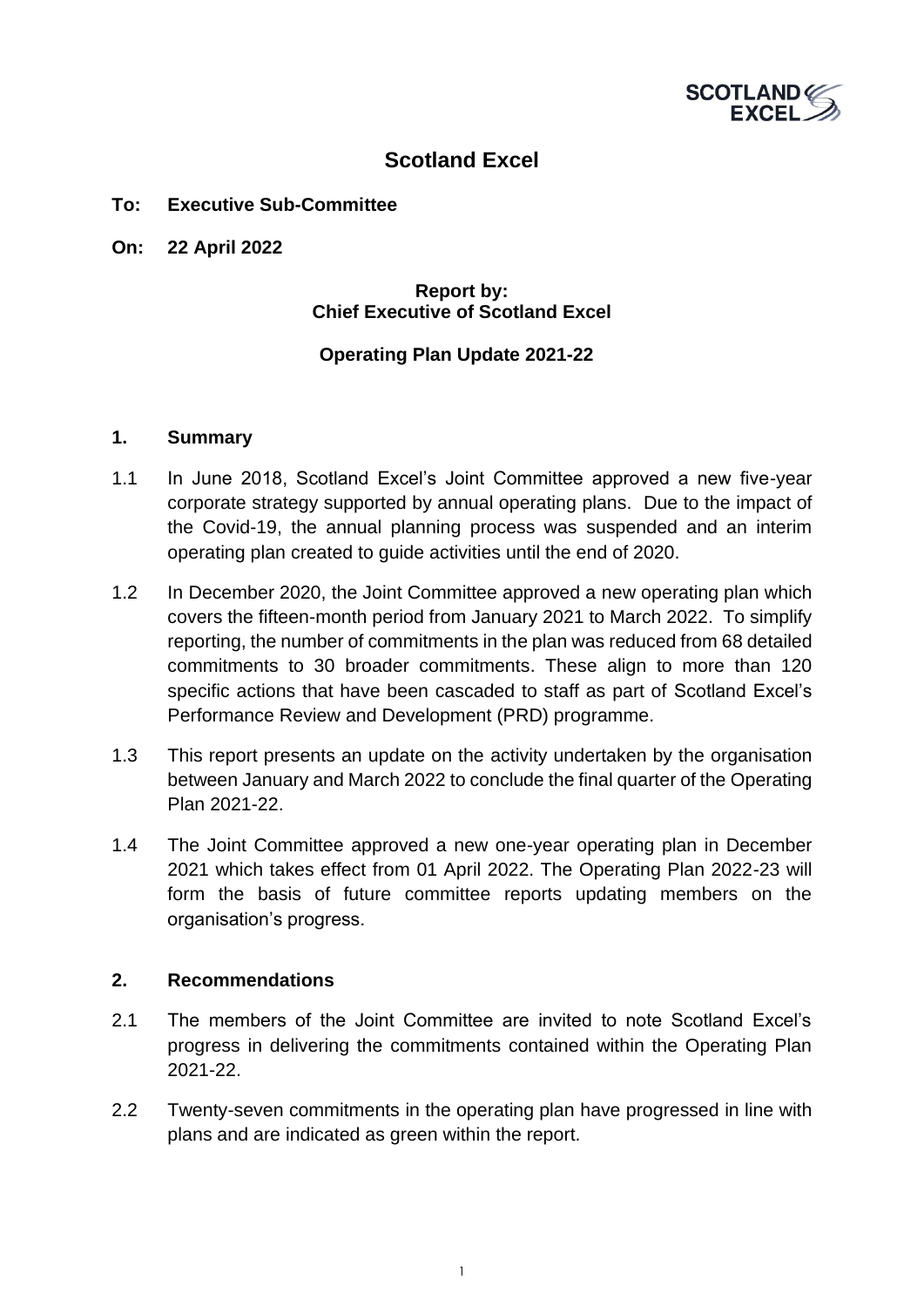# Scotland Excel

**To: Executive Sub-Committee**

**On: 22 April 2022**

**Report by:**
**Chief Executive of Scotland Excel**

**Operating Plan Update 2021-22**

## 1. Summary

1.1 In June 2018, Scotland Excel's Joint Committee approved a new five-year corporate strategy supported by annual operating plans. Due to the impact of the Covid-19, the annual planning process was suspended and an interim operating plan created to guide activities until the end of 2020.

1.2 In December 2020, the Joint Committee approved a new operating plan which covers the fifteen-month period from January 2021 to March 2022. To simplify reporting, the number of commitments in the plan was reduced from 68 detailed commitments to 30 broader commitments. These align to more than 120 specific actions that have been cascaded to staff as part of Scotland Excel's Performance Review and Development (PRD) programme.

1.3 This report presents an update on the activity undertaken by the organisation between January and March 2022 to conclude the final quarter of the Operating Plan 2021-22.

1.4 The Joint Committee approved a new one-year operating plan in December 2021 which takes effect from 01 April 2022. The Operating Plan 2022-23 will form the basis of future committee reports updating members on the organisation's progress.

## 2. Recommendations

2.1 The members of the Joint Committee are invited to note Scotland Excel's progress in delivering the commitments contained within the Operating Plan 2021-22.

2.2 Twenty-seven commitments in the operating plan have progressed in line with plans and are indicated as green within the report.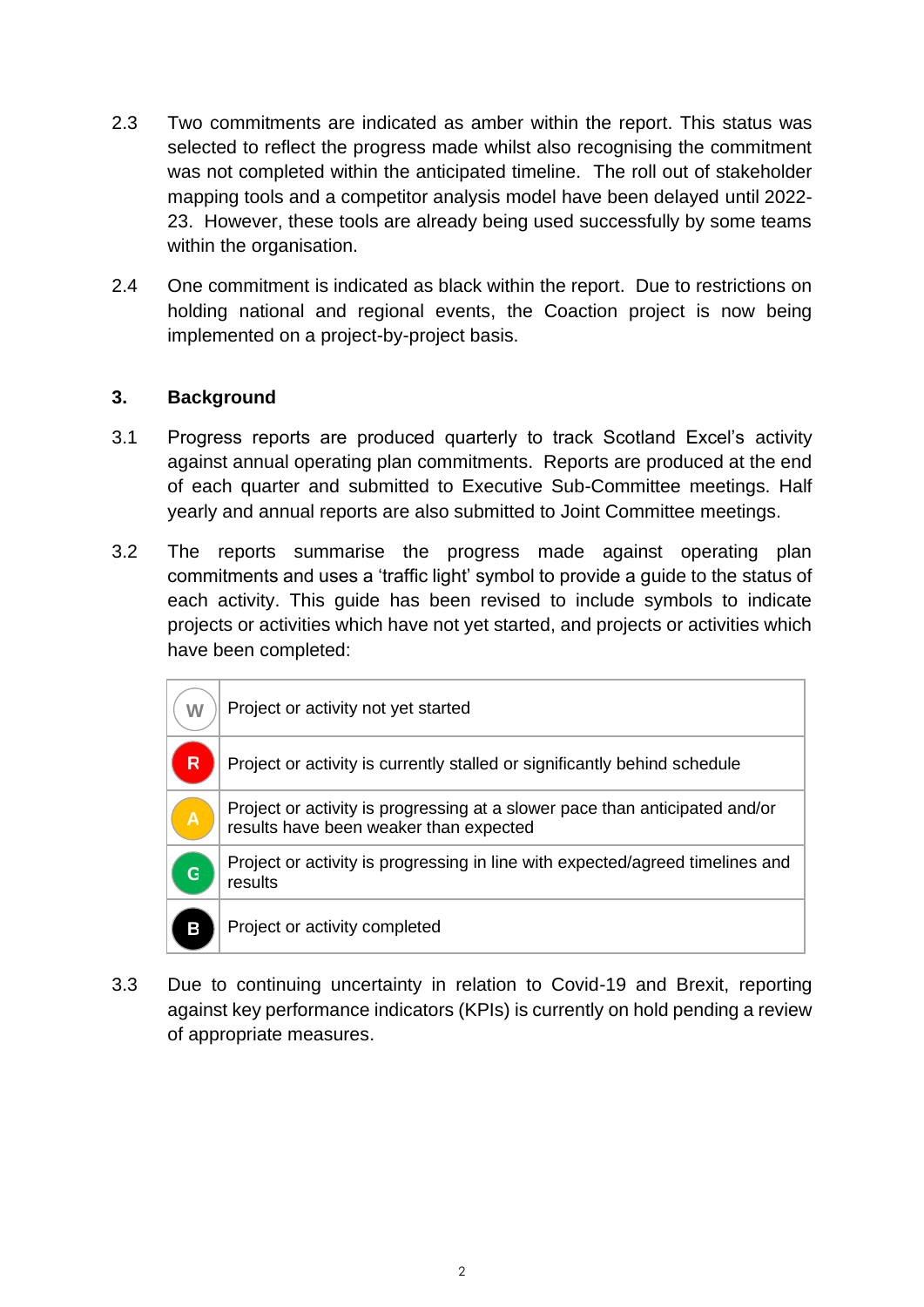2.3 Two commitments are indicated as amber within the report. This status was selected to reflect the progress made whilst also recognising the commitment was not completed within the anticipated timeline. The roll out of stakeholder mapping tools and a competitor analysis model have been delayed until 2022-23. However, these tools are already being used successfully by some teams within the organisation.

2.4 One commitment is indicated as black within the report. Due to restrictions on holding national and regional events, the Coaction project is now being implemented on a project-by-project basis.

## 3. Background

3.1 Progress reports are produced quarterly to track Scotland Excel's activity against annual operating plan commitments. Reports are produced at the end of each quarter and submitted to Executive Sub-Committee meetings. Half yearly and annual reports are also submitted to Joint Committee meetings.

3.2 The reports summarise the progress made against operating plan commitments and uses a 'traffic light' symbol to provide a guide to the status of each activity. This guide has been revised to include symbols to indicate projects or activities which have not yet started, and projects or activities which have been completed:

| | |
|---|---|
| W | Project or activity not yet started |
| R | Project or activity is currently stalled or significantly behind schedule |
| A | Project or activity is progressing at a slower pace than anticipated and/or results have been weaker than expected |
| G | Project or activity is progressing in line with expected/agreed timelines and results |
| B | Project or activity completed |

3.3 Due to continuing uncertainty in relation to Covid-19 and Brexit, reporting against key performance indicators (KPIs) is currently on hold pending a review of appropriate measures.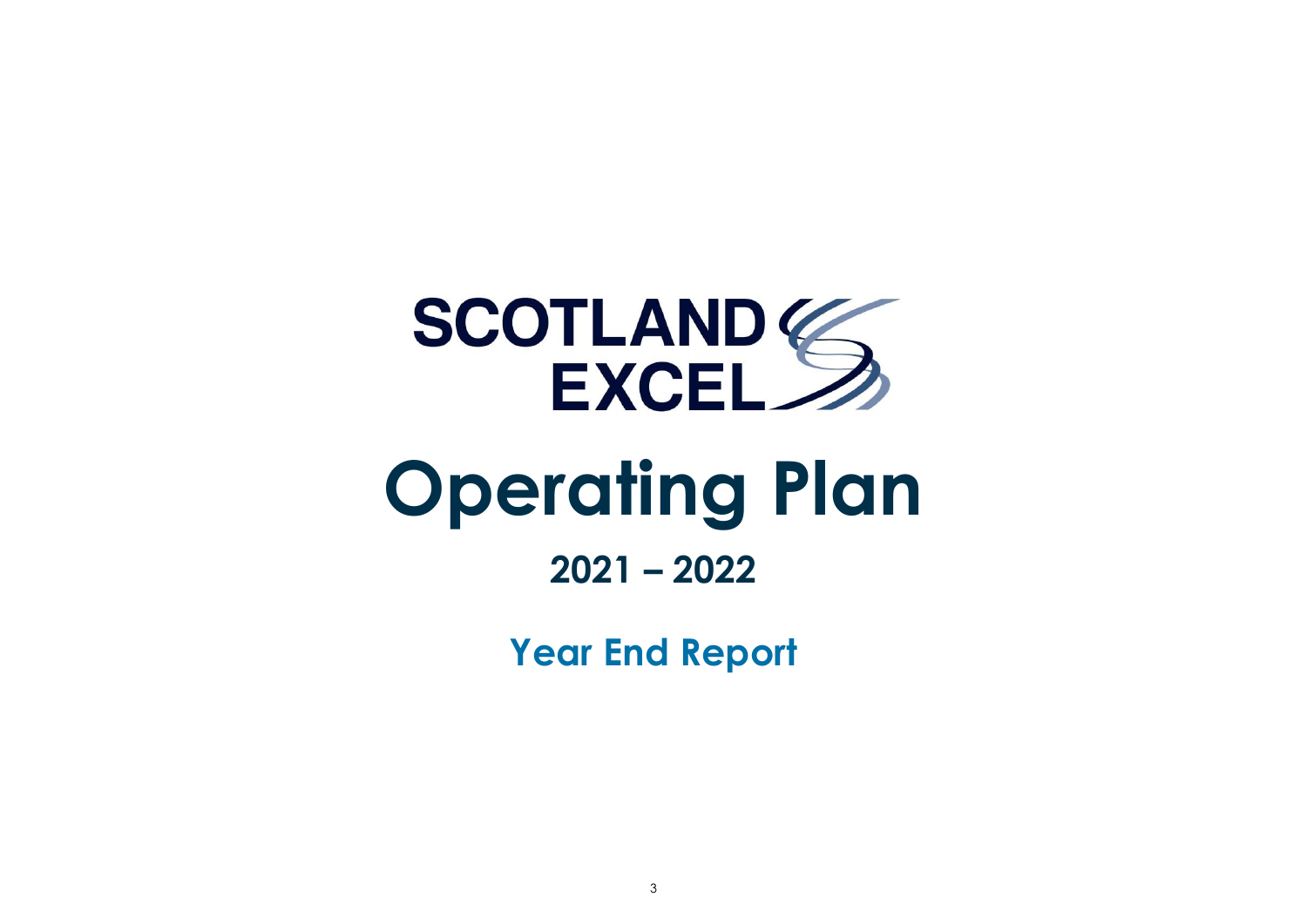SCOTLAND EXCEL

# Operating Plan

## 2021 – 2022

### Year End Report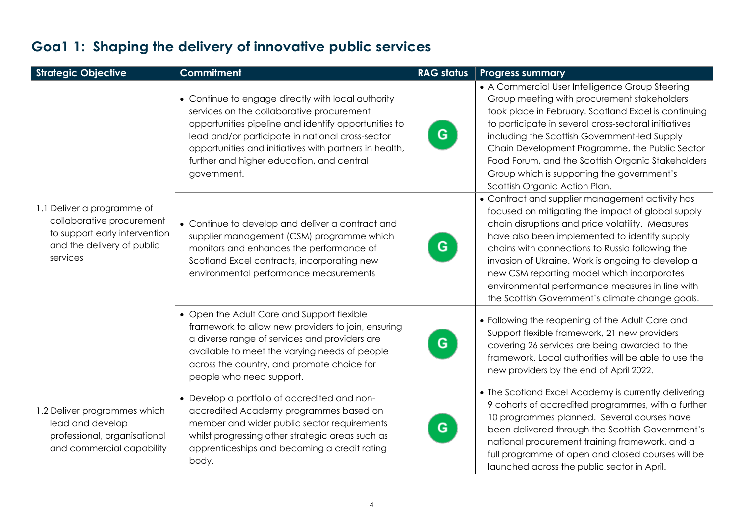## Goa1 1: Shaping the delivery of innovative public services

| Strategic Objective | Commitment | RAG status | Progress summary |
|---|---|---|---|
| 1.1 Deliver a programme of collaborative procurement to support early intervention and the delivery of public services | • Continue to engage directly with local authority services on the collaborative procurement opportunities pipeline and identify opportunities to lead and/or participate in national cross-sector opportunities and initiatives with partners in health, further and higher education, and central government. | G | • A Commercial User Intelligence Group Steering Group meeting with procurement stakeholders took place in February. Scotland Excel is continuing to participate in several cross-sectoral initiatives including the Scottish Government-led Supply Chain Development Programme, the Public Sector Food Forum, and the Scottish Organic Stakeholders Group which is supporting the government's Scottish Organic Action Plan. |
| | • Continue to develop and deliver a contract and supplier management (CSM) programme which monitors and enhances the performance of Scotland Excel contracts, incorporating new environmental performance measurements | G | • Contract and supplier management activity has focused on mitigating the impact of global supply chain disruptions and price volatility. Measures have also been implemented to identify supply chains with connections to Russia following the invasion of Ukraine. Work is ongoing to develop a new CSM reporting model which incorporates environmental performance measures in line with the Scottish Government's climate change goals. |
| | • Open the Adult Care and Support flexible framework to allow new providers to join, ensuring a diverse range of services and providers are available to meet the varying needs of people across the country, and promote choice for people who need support. | G | • Following the reopening of the Adult Care and Support flexible framework, 21 new providers covering 26 services are being awarded to the framework. Local authorities will be able to use the new providers by the end of April 2022. |
| 1.2 Deliver programmes which lead and develop professional, organisational and commercial capability | • Develop a portfolio of accredited and non-accredited Academy programmes based on member and wider public sector requirements whilst progressing other strategic areas such as apprenticeships and becoming a credit rating body. | G | • The Scotland Excel Academy is currently delivering 9 cohorts of accredited programmes, with a further 10 programmes planned. Several courses have been delivered through the Scottish Government's national procurement training framework, and a full programme of open and closed courses will be launched across the public sector in April. |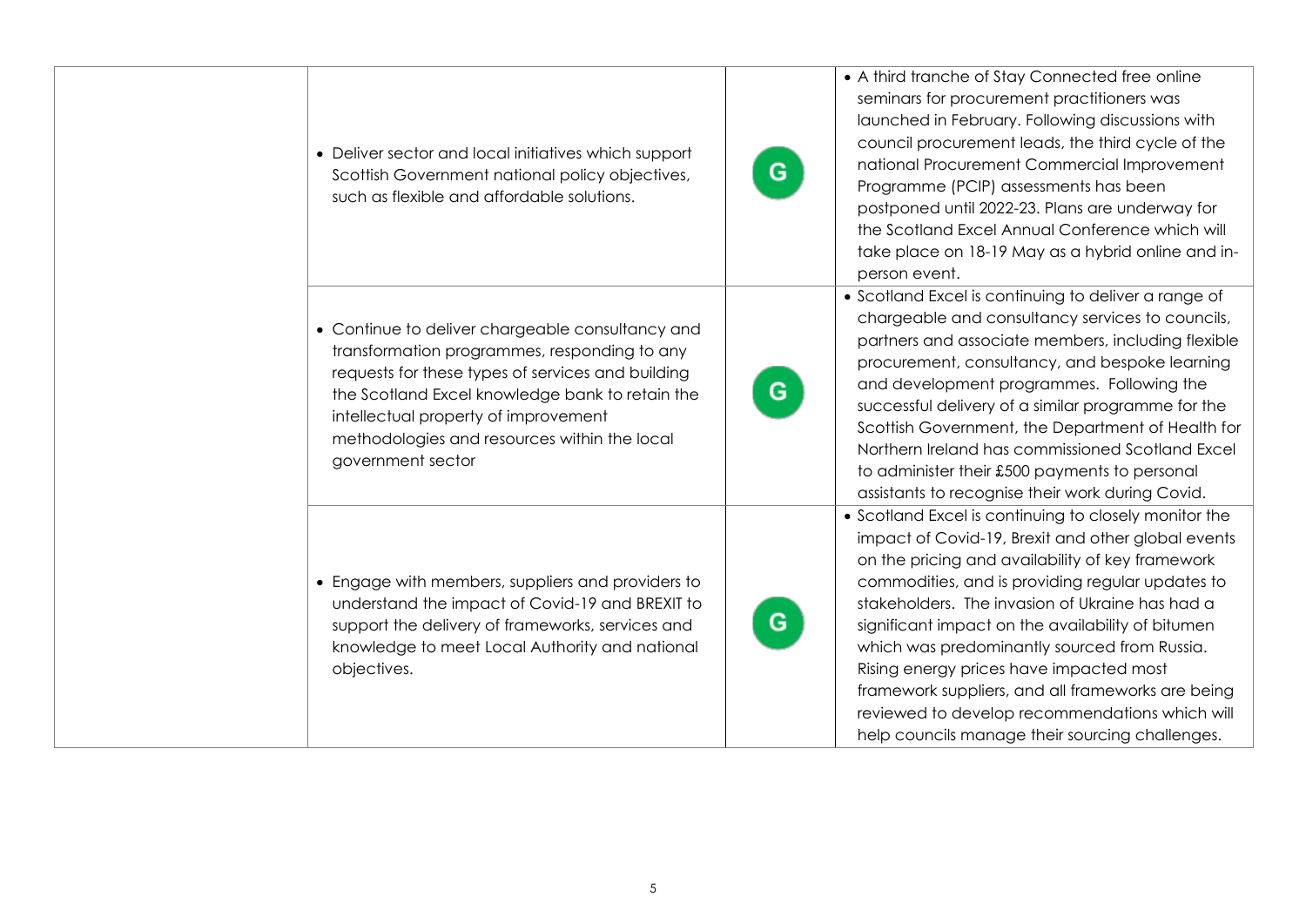| | | | |
|---|---|---|---|
| | • Deliver sector and local initiatives which support Scottish Government national policy objectives, such as flexible and affordable solutions. | G | • A third tranche of Stay Connected free online seminars for procurement practitioners was launched in February. Following discussions with council procurement leads, the third cycle of the national Procurement Commercial Improvement Programme (PCIP) assessments has been postponed until 2022-23. Plans are underway for the Scotland Excel Annual Conference which will take place on 18-19 May as a hybrid online and in-person event. |
| | • Continue to deliver chargeable consultancy and transformation programmes, responding to any requests for these types of services and building the Scotland Excel knowledge bank to retain the intellectual property of improvement methodologies and resources within the local government sector | G | • Scotland Excel is continuing to deliver a range of chargeable and consultancy services to councils, partners and associate members, including flexible procurement, consultancy, and bespoke learning and development programmes. Following the successful delivery of a similar programme for the Scottish Government, the Department of Health for Northern Ireland has commissioned Scotland Excel to administer their £500 payments to personal assistants to recognise their work during Covid. |
| | • Engage with members, suppliers and providers to understand the impact of Covid-19 and BREXIT to support the delivery of frameworks, services and knowledge to meet Local Authority and national objectives. | G | • Scotland Excel is continuing to closely monitor the impact of Covid-19, Brexit and other global events on the pricing and availability of key framework commodities, and is providing regular updates to stakeholders. The invasion of Ukraine has had a significant impact on the availability of bitumen which was predominantly sourced from Russia. Rising energy prices have impacted most framework suppliers, and all frameworks are being reviewed to develop recommendations which will help councils manage their sourcing challenges. |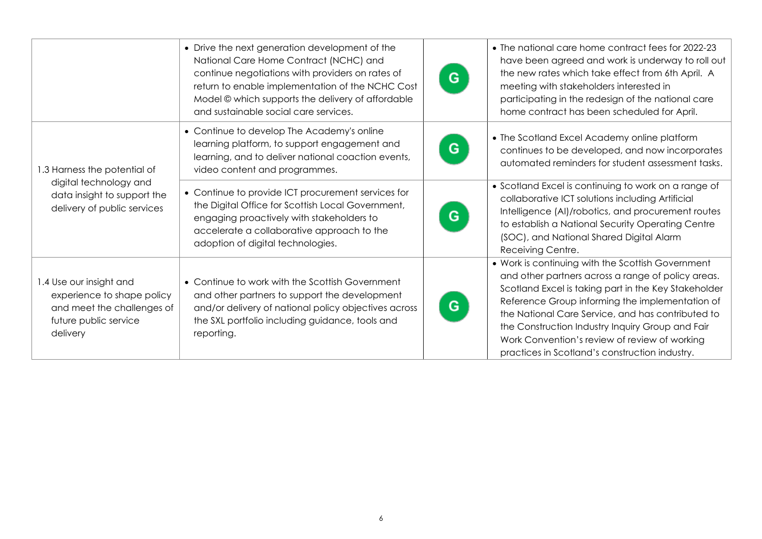| | | | |
|---|---|---|---|
| | • Drive the next generation development of the National Care Home Contract (NCHC) and continue negotiations with providers on rates of return to enable implementation of the NCHC Cost Model © which supports the delivery of affordable and sustainable social care services. | G | • The national care home contract fees for 2022-23 have been agreed and work is underway to roll out the new rates which take effect from 6th April. A meeting with stakeholders interested in participating in the redesign of the national care home contract has been scheduled for April. |
| 1.3 Harness the potential of digital technology and data insight to support the delivery of public services | • Continue to develop The Academy's online learning platform, to support engagement and learning, and to deliver national coaction events, video content and programmes. | G | • The Scotland Excel Academy online platform continues to be developed, and now incorporates automated reminders for student assessment tasks. |
| | • Continue to provide ICT procurement services for the Digital Office for Scottish Local Government, engaging proactively with stakeholders to accelerate a collaborative approach to the adoption of digital technologies. | G | • Scotland Excel is continuing to work on a range of collaborative ICT solutions including Artificial Intelligence (AI)/robotics, and procurement routes to establish a National Security Operating Centre (SOC), and National Shared Digital Alarm Receiving Centre. |
| 1.4 Use our insight and experience to shape policy and meet the challenges of future public service delivery | • Continue to work with the Scottish Government and other partners to support the development and/or delivery of national policy objectives across the SXL portfolio including guidance, tools and reporting. | G | • Work is continuing with the Scottish Government and other partners across a range of policy areas. Scotland Excel is taking part in the Key Stakeholder Reference Group informing the implementation of the National Care Service, and has contributed to the Construction Industry Inquiry Group and Fair Work Convention's review of review of working practices in Scotland's construction industry. |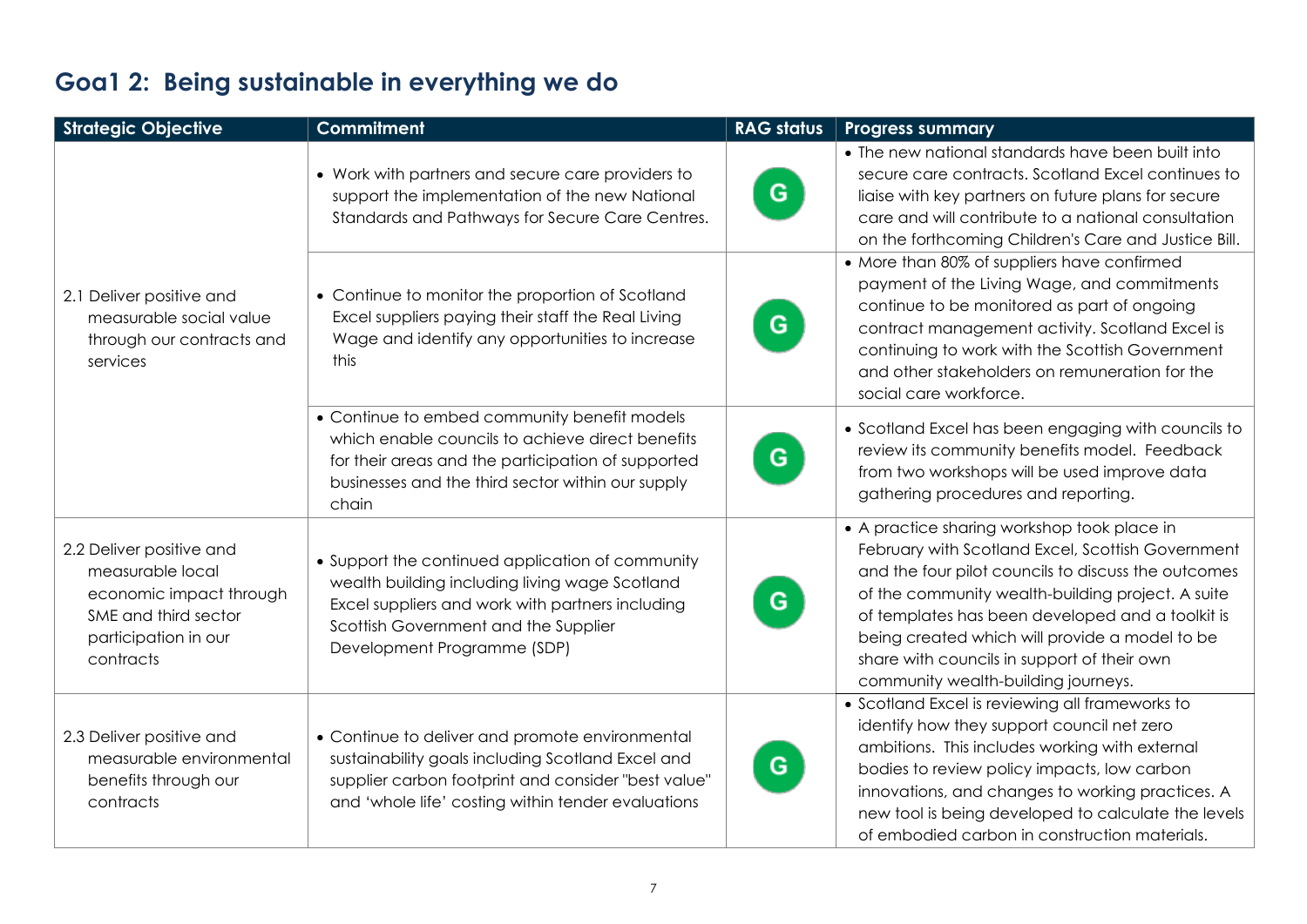## Goa1 2: Being sustainable in everything we do

| Strategic Objective | Commitment | RAG status | Progress summary |
|---|---|---|---|
| 2.1 Deliver positive and measurable social value through our contracts and services | • Work with partners and secure care providers to support the implementation of the new National Standards and Pathways for Secure Care Centres. | G | • The new national standards have been built into secure care contracts. Scotland Excel continues to liaise with key partners on future plans for secure care and will contribute to a national consultation on the forthcoming Children's Care and Justice Bill. |
| | • Continue to monitor the proportion of Scotland Excel suppliers paying their staff the Real Living Wage and identify any opportunities to increase this | G | • More than 80% of suppliers have confirmed payment of the Living Wage, and commitments continue to be monitored as part of ongoing contract management activity. Scotland Excel is continuing to work with the Scottish Government and other stakeholders on remuneration for the social care workforce. |
| | • Continue to embed community benefit models which enable councils to achieve direct benefits for their areas and the participation of supported businesses and the third sector within our supply chain | G | • Scotland Excel has been engaging with councils to review its community benefits model. Feedback from two workshops will be used improve data gathering procedures and reporting. |
| 2.2 Deliver positive and measurable local economic impact through SME and third sector participation in our contracts | • Support the continued application of community wealth building including living wage Scotland Excel suppliers and work with partners including Scottish Government and the Supplier Development Programme (SDP) | G | • A practice sharing workshop took place in February with Scotland Excel, Scottish Government and the four pilot councils to discuss the outcomes of the community wealth-building project. A suite of templates has been developed and a toolkit is being created which will provide a model to be share with councils in support of their own community wealth-building journeys. |
| 2.3 Deliver positive and measurable environmental benefits through our contracts | • Continue to deliver and promote environmental sustainability goals including Scotland Excel and supplier carbon footprint and consider "best value" and 'whole life' costing within tender evaluations | G | • Scotland Excel is reviewing all frameworks to identify how they support council net zero ambitions. This includes working with external bodies to review policy impacts, low carbon innovations, and changes to working practices. A new tool is being developed to calculate the levels of embodied carbon in construction materials. |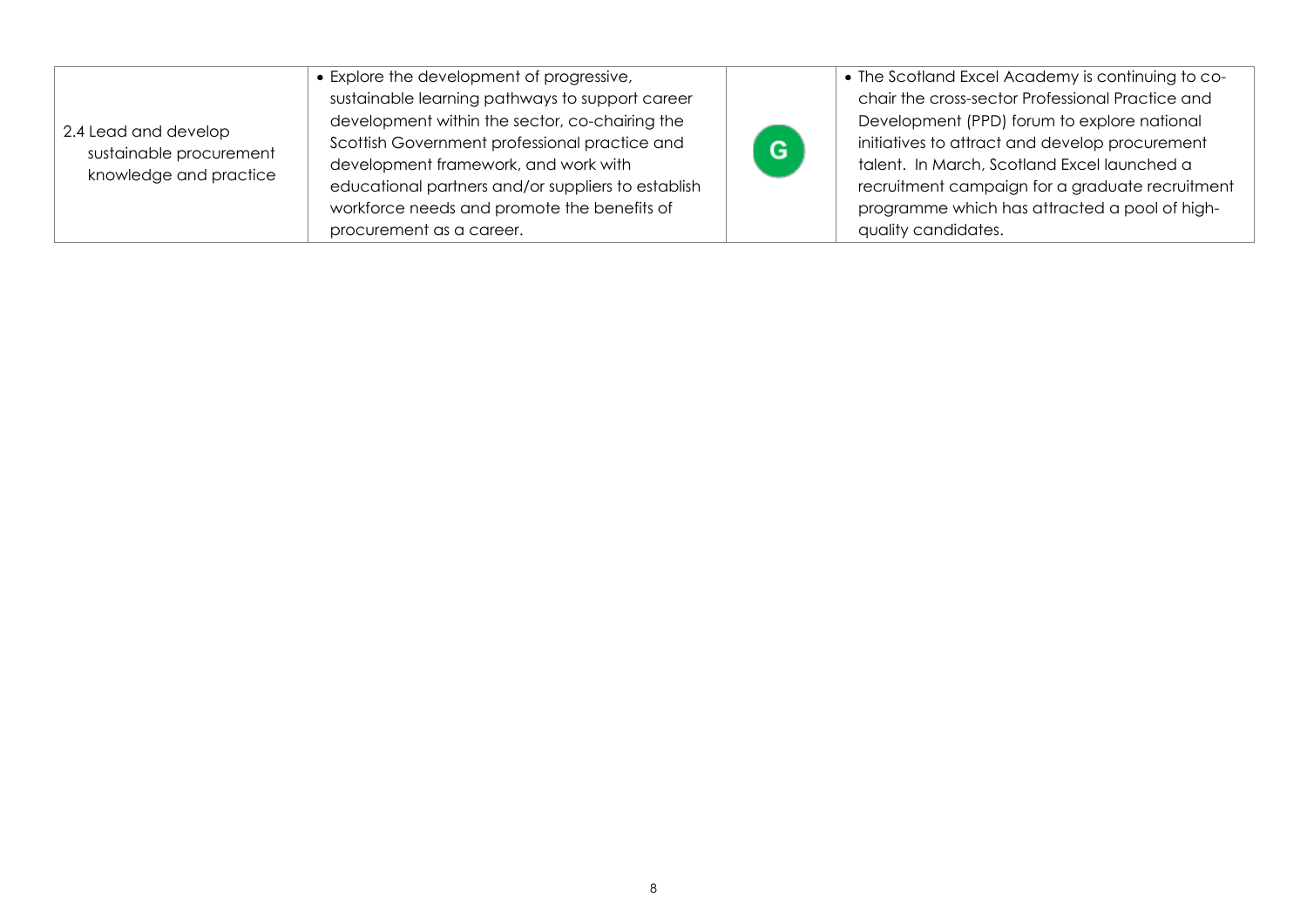| | | | |
|---|---|---|---|
| 2.4 Lead and develop sustainable procurement knowledge and practice | • Explore the development of progressive, sustainable learning pathways to support career development within the sector, co-chairing the Scottish Government professional practice and development framework, and work with educational partners and/or suppliers to establish workforce needs and promote the benefits of procurement as a career. | G | • The Scotland Excel Academy is continuing to co-chair the cross-sector Professional Practice and Development (PPD) forum to explore national initiatives to attract and develop procurement talent. In March, Scotland Excel launched a recruitment campaign for a graduate recruitment programme which has attracted a pool of high-quality candidates. |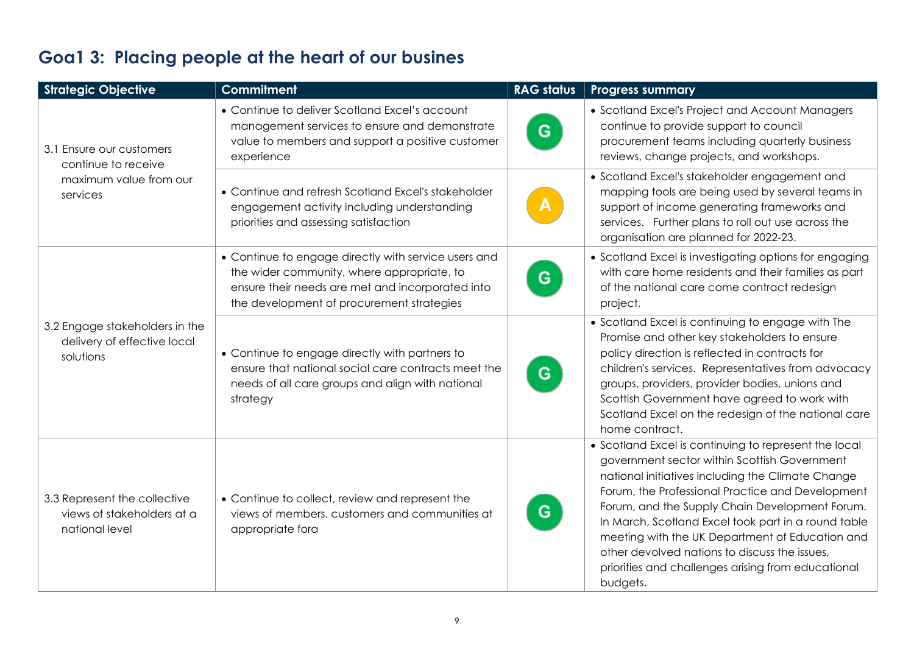## Goa1 3: Placing people at the heart of our busines

| Strategic Objective | Commitment | RAG status | Progress summary |
|---|---|---|---|
| 3.1 Ensure our customers continue to receive maximum value from our services | • Continue to deliver Scotland Excel's account management services to ensure and demonstrate value to members and support a positive customer experience | G | • Scotland Excel's Project and Account Managers continue to provide support to council procurement teams including quarterly business reviews, change projects, and workshops. |
| | • Continue and refresh Scotland Excel's stakeholder engagement activity including understanding priorities and assessing satisfaction | A | • Scotland Excel's stakeholder engagement and mapping tools are being used by several teams in support of income generating frameworks and services. Further plans to roll out use across the organisation are planned for 2022-23. |
| 3.2 Engage stakeholders in the delivery of effective local solutions | • Continue to engage directly with service users and the wider community, where appropriate, to ensure their needs are met and incorporated into the development of procurement strategies | G | • Scotland Excel is investigating options for engaging with care home residents and their families as part of the national care come contract redesign project. |
| | • Continue to engage directly with partners to ensure that national social care contracts meet the needs of all care groups and align with national strategy | G | • Scotland Excel is continuing to engage with The Promise and other key stakeholders to ensure policy direction is reflected in contracts for children's services. Representatives from advocacy groups, providers, provider bodies, unions and Scottish Government have agreed to work with Scotland Excel on the redesign of the national care home contract. |
| 3.3 Represent the collective views of stakeholders at a national level | • Continue to collect, review and represent the views of members, customers and communities at appropriate fora | G | • Scotland Excel is continuing to represent the local government sector within Scottish Government national initiatives including the Climate Change Forum, the Professional Practice and Development Forum, and the Supply Chain Development Forum. In March, Scotland Excel took part in a round table meeting with the UK Department of Education and other devolved nations to discuss the issues, priorities and challenges arising from educational budgets. |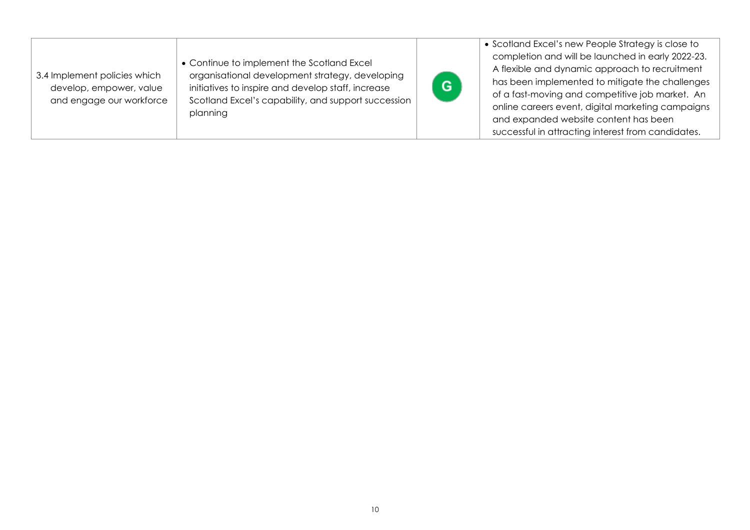| | | | |
|---|---|---|---|
| 3.4 Implement policies which develop, empower, value and engage our workforce | • Continue to implement the Scotland Excel organisational development strategy, developing initiatives to inspire and develop staff, increase Scotland Excel's capability, and support succession planning | G | • Scotland Excel's new People Strategy is close to completion and will be launched in early 2022-23. A flexible and dynamic approach to recruitment has been implemented to mitigate the challenges of a fast-moving and competitive job market. An online careers event, digital marketing campaigns and expanded website content has been successful in attracting interest from candidates. |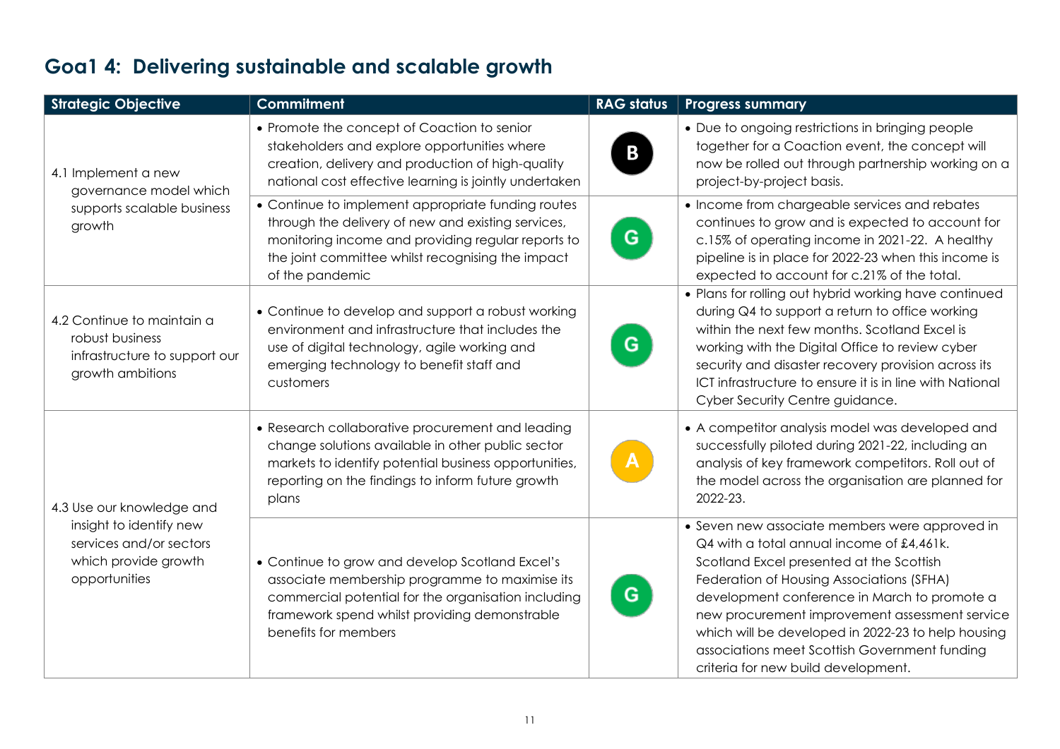# Goa1 4: Delivering sustainable and scalable growth

| Strategic Objective | Commitment | RAG status | Progress summary |
| --- | --- | --- | --- |
| 4.1 Implement a new governance model which supports scalable business growth | • Promote the concept of Coaction to senior stakeholders and explore opportunities where creation, delivery and production of high-quality national cost effective learning is jointly undertaken | B | • Due to ongoing restrictions in bringing people together for a Coaction event, the concept will now be rolled out through partnership working on a project-by-project basis. |
| | • Continue to implement appropriate funding routes through the delivery of new and existing services, monitoring income and providing regular reports to the joint committee whilst recognising the impact of the pandemic | G | • Income from chargeable services and rebates continues to grow and is expected to account for c.15% of operating income in 2021-22. A healthy pipeline is in place for 2022-23 when this income is expected to account for c.21% of the total. |
| 4.2 Continue to maintain a robust business infrastructure to support our growth ambitions | • Continue to develop and support a robust working environment and infrastructure that includes the use of digital technology, agile working and emerging technology to benefit staff and customers | G | • Plans for rolling out hybrid working have continued during Q4 to support a return to office working within the next few months. Scotland Excel is working with the Digital Office to review cyber security and disaster recovery provision across its ICT infrastructure to ensure it is in line with National Cyber Security Centre guidance. |
| 4.3 Use our knowledge and insight to identify new services and/or sectors which provide growth opportunities | • Research collaborative procurement and leading change solutions available in other public sector markets to identify potential business opportunities, reporting on the findings to inform future growth plans | A | • A competitor analysis model was developed and successfully piloted during 2021-22, including an analysis of key framework competitors. Roll out of the model across the organisation are planned for 2022-23. |
| | • Continue to grow and develop Scotland Excel's associate membership programme to maximise its commercial potential for the organisation including framework spend whilst providing demonstrable benefits for members | G | • Seven new associate members were approved in Q4 with a total annual income of £4,461k. Scotland Excel presented at the Scottish Federation of Housing Associations (SFHA) development conference in March to promote a new procurement improvement assessment service which will be developed in 2022-23 to help housing associations meet Scottish Government funding criteria for new build development. |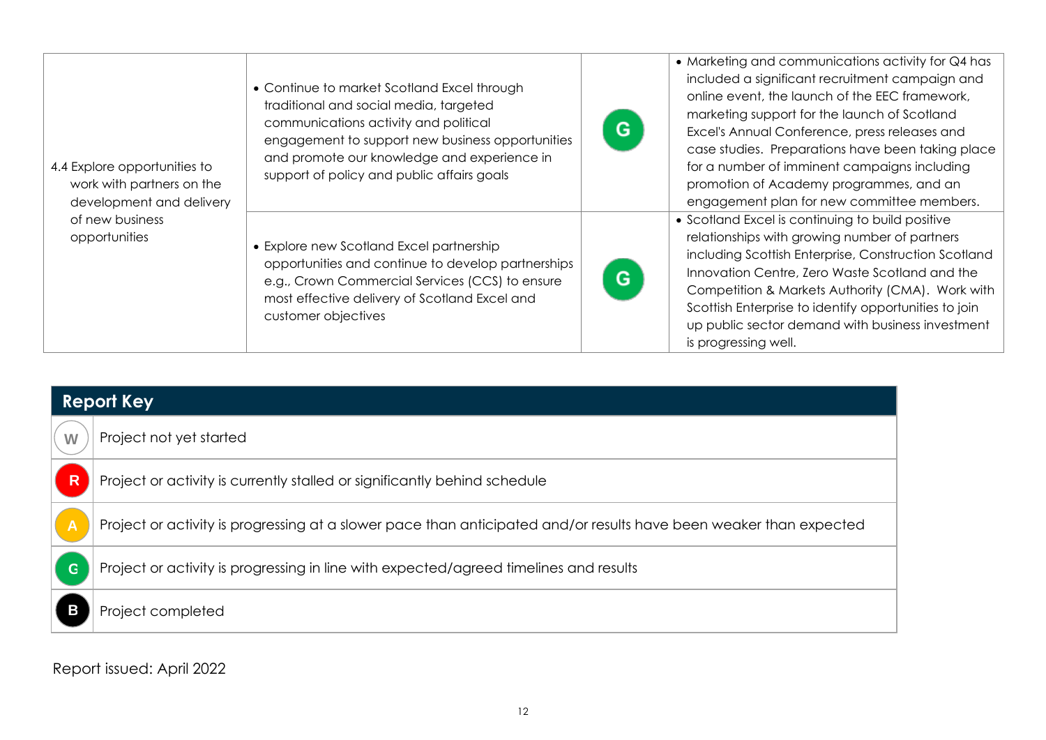| | | | |
|---|---|---|---|
| 4.4 Explore opportunities to work with partners on the development and delivery of new business opportunities | • Continue to market Scotland Excel through traditional and social media, targeted communications activity and political engagement to support new business opportunities and promote our knowledge and experience in support of policy and public affairs goals | G | • Marketing and communications activity for Q4 has included a significant recruitment campaign and online event, the launch of the EEC framework, marketing support for the launch of Scotland Excel's Annual Conference, press releases and case studies. Preparations have been taking place for a number of imminent campaigns including promotion of Academy programmes, and an engagement plan for new committee members. |
| | • Explore new Scotland Excel partnership opportunities and continue to develop partnerships e.g., Crown Commercial Services (CCS) to ensure most effective delivery of Scotland Excel and customer objectives | G | • Scotland Excel is continuing to build positive relationships with growing number of partners including Scottish Enterprise, Construction Scotland Innovation Centre, Zero Waste Scotland and the Competition & Markets Authority (CMA). Work with Scottish Enterprise to identify opportunities to join up public sector demand with business investment is progressing well. |

| Report Key | |
|---|---|
| W | Project not yet started |
| R | Project or activity is currently stalled or significantly behind schedule |
| A | Project or activity is progressing at a slower pace than anticipated and/or results have been weaker than expected |
| G | Project or activity is progressing in line with expected/agreed timelines and results |
| B | Project completed |

Report issued: April 2022